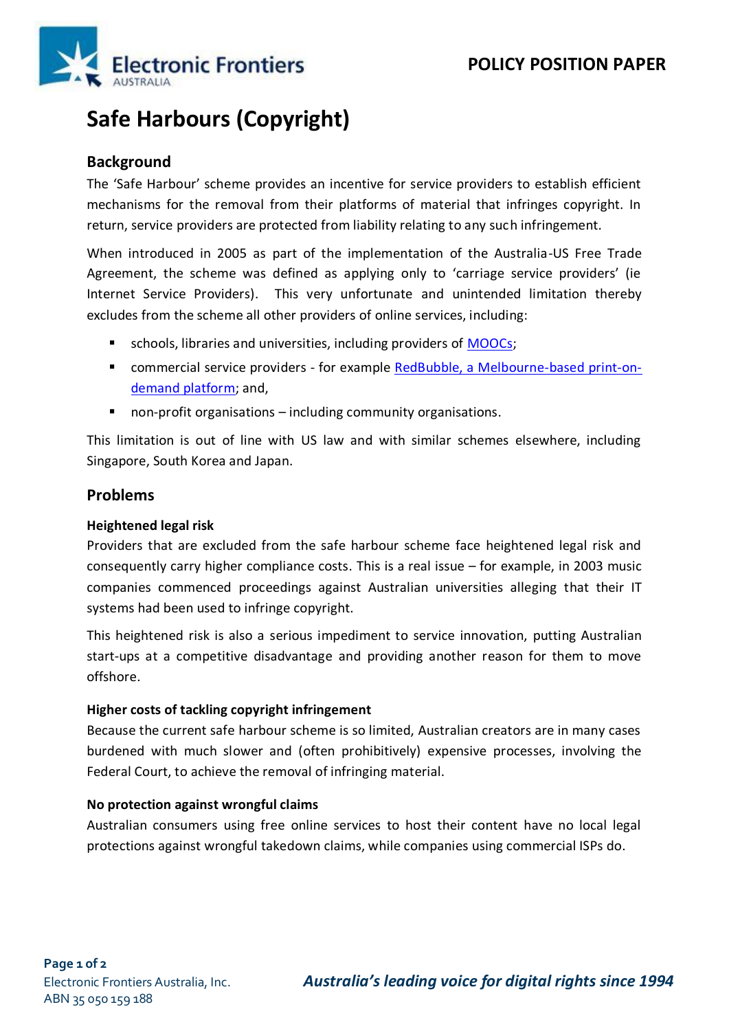POLICY POSITION PAPER

# Safe Harbours (Copyright)

## Background

The 'Safe Harbour' scheme provides an incentive for service providers to establish efficient mechanisms for the removal from their platforms of material that infringes copyright. In return, service providers are protected from liability relating to any such infringement.

When introduced in 2005 as part of the implementation of the Australia-US Free Trade Agreement, the scheme was defined as applying only to 'carriage service providers' (ie Internet Service Providers). This very unfortunate and unintended limitation thereby excludes from the scheme all other providers of online services, including:

- schools, libraries and universities, including providers of MOOCs;
- commercial service providers - for example RedBubble, a Melbourne-based print-on-demand platform; and,
- non-profit organisations – including community organisations.

This limitation is out of line with US law and with similar schemes elsewhere, including Singapore, South Korea and Japan.

## Problems

### Heightened legal risk

Providers that are excluded from the safe harbour scheme face heightened legal risk and consequently carry higher compliance costs. This is a real issue – for example, in 2003 music companies commenced proceedings against Australian universities alleging that their IT systems had been used to infringe copyright.

This heightened risk is also a serious impediment to service innovation, putting Australian start-ups at a competitive disadvantage and providing another reason for them to move offshore.

### Higher costs of tackling copyright infringement

Because the current safe harbour scheme is so limited, Australian creators are in many cases burdened with much slower and (often prohibitively) expensive processes, involving the Federal Court, to achieve the removal of infringing material.

### No protection against wrongful claims

Australian consumers using free online services to host their content have no local legal protections against wrongful takedown claims, while companies using commercial ISPs do.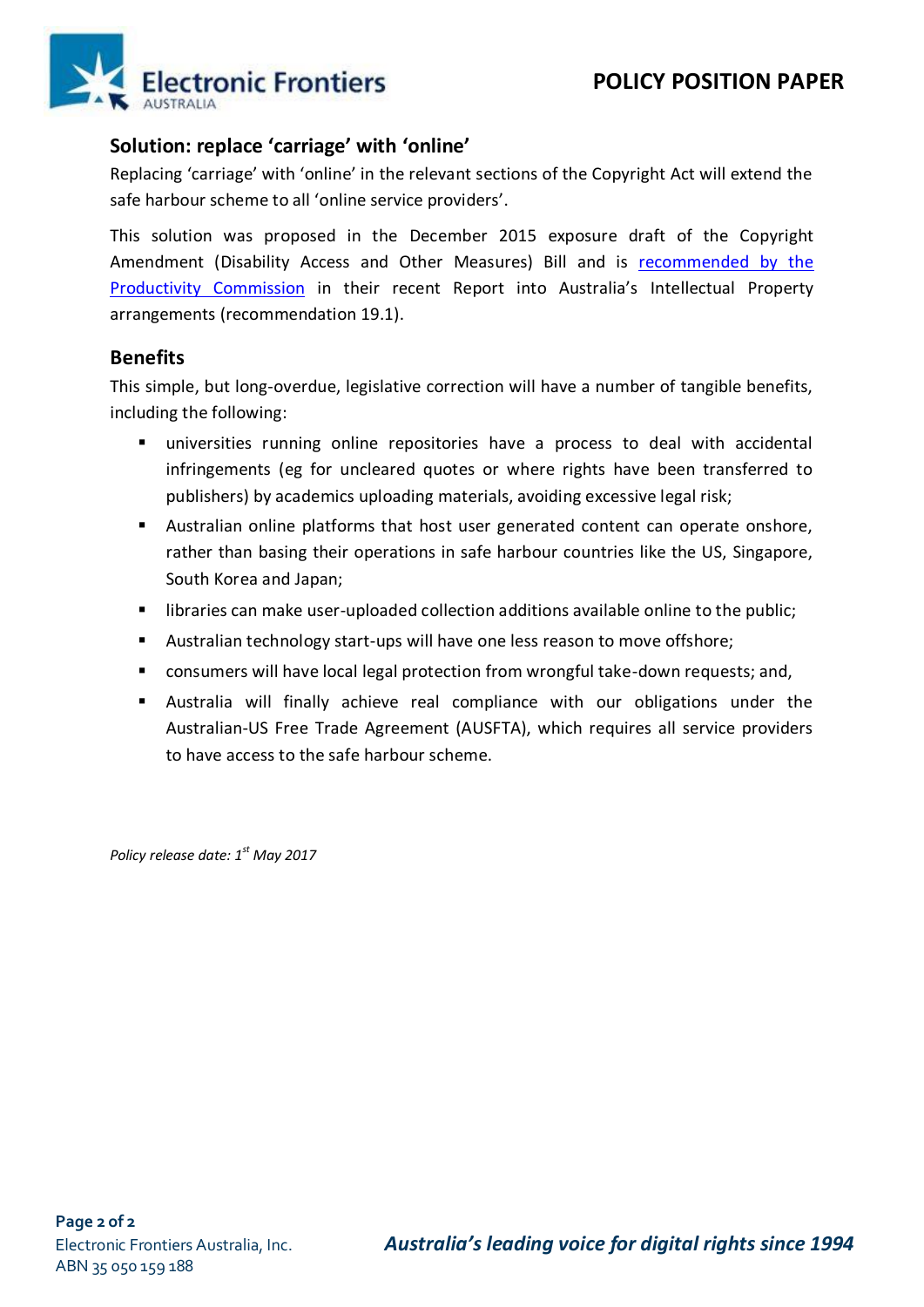## Solution: replace 'carriage' with 'online'

Replacing 'carriage' with 'online' in the relevant sections of the Copyright Act will extend the safe harbour scheme to all 'online service providers'.

This solution was proposed in the December 2015 exposure draft of the Copyright Amendment (Disability Access and Other Measures) Bill and is recommended by the Productivity Commission in their recent Report into Australia's Intellectual Property arrangements (recommendation 19.1).

## Benefits

This simple, but long-overdue, legislative correction will have a number of tangible benefits, including the following:

- universities running online repositories have a process to deal with accidental infringements (eg for uncleared quotes or where rights have been transferred to publishers) by academics uploading materials, avoiding excessive legal risk;
- Australian online platforms that host user generated content can operate onshore, rather than basing their operations in safe harbour countries like the US, Singapore, South Korea and Japan;
- libraries can make user-uploaded collection additions available online to the public;
- Australian technology start-ups will have one less reason to move offshore;
- consumers will have local legal protection from wrongful take-down requests; and,
- Australia will finally achieve real compliance with our obligations under the Australian-US Free Trade Agreement (AUSFTA), which requires all service providers to have access to the safe harbour scheme.

*Policy release date: 1st May 2017*